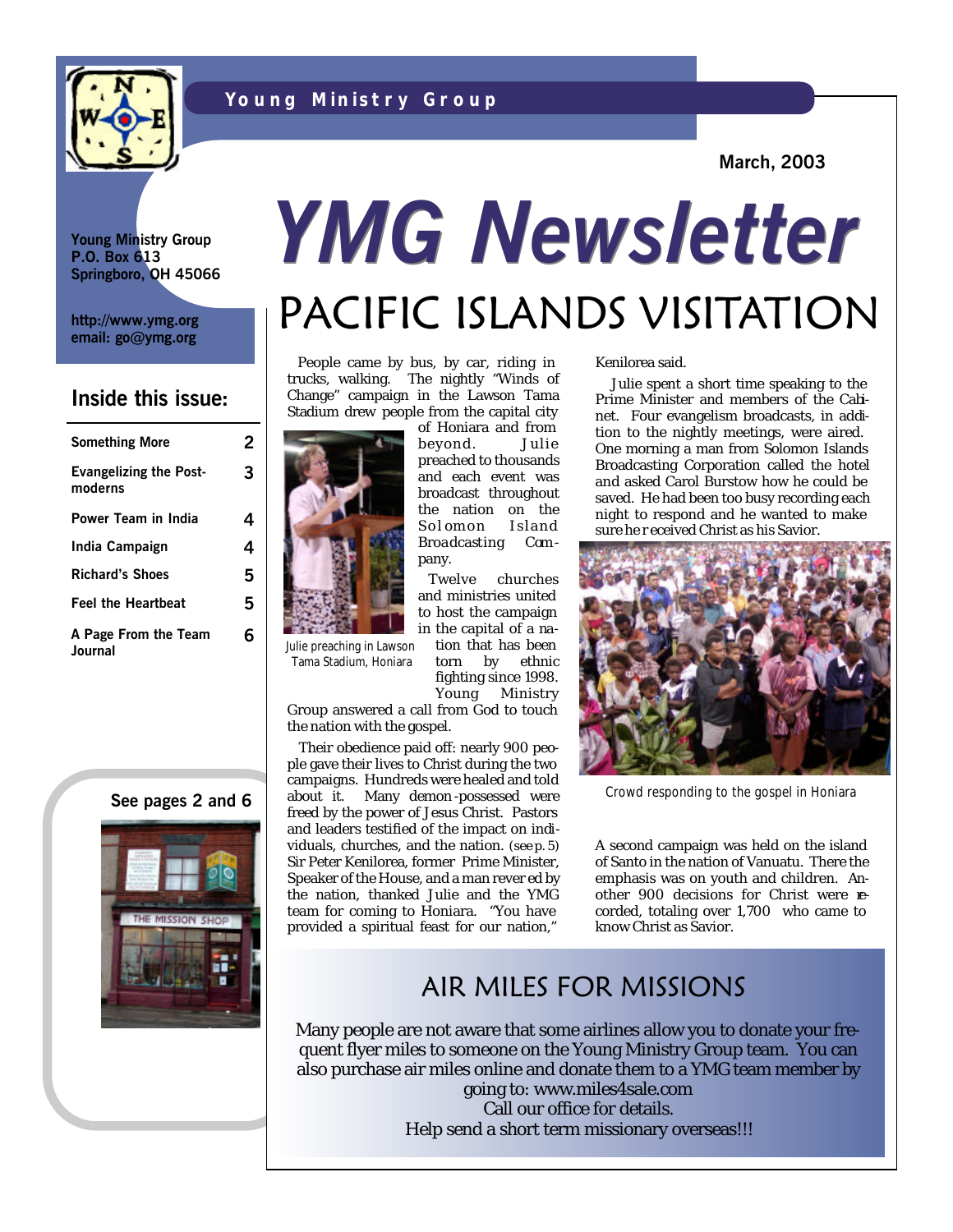Young Ministry Group

March, 2003

Young Ministry Group
P.O. Box 613
Springboro, OH 45066

http://www.ymg.org
email: go@ymg.org

# YMG Newsletter

## Inside this issue:

| | |
|---|---|
| Something More | 2 |
| Evangelizing the Post-moderns | 3 |
| Power Team in India | 4 |
| India Campaign | 4 |
| Richard's Shoes | 5 |
| Feel the Heartbeat | 5 |
| A Page From the Team Journal | 6 |

See pages 2 and 6

## PACIFIC ISLANDS VISITATION

People came by bus, by car, riding in trucks, walking. The nightly "Winds of Change" campaign in the Lawson Tama Stadium drew people from the capital city of Honiara and from beyond. Julie preached to thousands and each event was broadcast throughout the nation on the Solomon Island Broadcasting Company.

Julie preaching in Lawson Tama Stadium, Honiara

Twelve churches and ministries united to host the campaign in the capital of a nation that has been torn by ethnic fighting since 1998. Young Ministry Group answered a call from God to touch the nation with the gospel.

Their obedience paid off: nearly 900 people gave their lives to Christ during the two campaigns. Hundreds were healed and told about it. Many demon-possessed were freed by the power of Jesus Christ. Pastors and leaders testified of the impact on individuals, churches, and the nation. (see p. 5) Sir Peter Kenilorea, former Prime Minister, Speaker of the House, and a man revered by the nation, thanked Julie and the YMG team for coming to Honiara. "You have provided a spiritual feast for our nation," Kenilorea said.

Julie spent a short time speaking to the Prime Minister and members of the Cabinet. Four evangelism broadcasts, in addition to the nightly meetings, were aired. One morning a man from Solomon Islands Broadcasting Corporation called the hotel and asked Carol Burstow how he could be saved. He had been too busy recording each night to respond and he wanted to make sure he received Christ as his Savior.

Crowd responding to the gospel in Honiara

A second campaign was held on the island of Santo in the nation of Vanuatu. There the emphasis was on youth and children. Another 900 decisions for Christ were recorded, totaling over 1,700 who came to know Christ as Savior.

## AIR MILES FOR MISSIONS

Many people are not aware that some airlines allow you to donate your frequent flyer miles to someone on the Young Ministry Group team. You can also purchase air miles online and donate them to a YMG team member by going to: www.miles4sale.com
Call our office for details.
Help send a short term missionary overseas!!!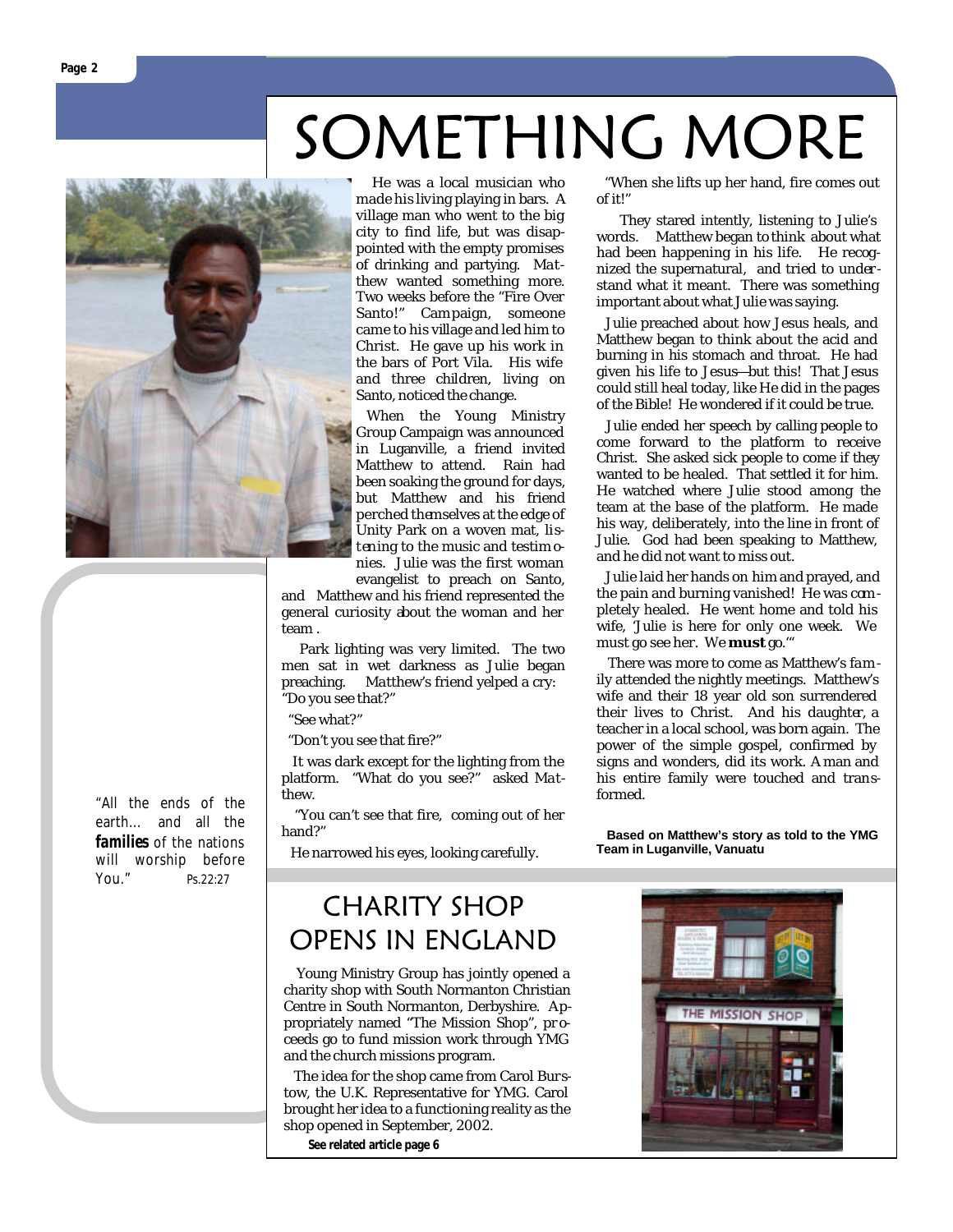# SOMETHING MORE

He was a local musician who made his living playing in bars. A village man who went to the big city to find life, but was disappointed with the empty promises of drinking and partying. Matthew wanted something more. Two weeks before the "Fire Over Santo!" Campaign, someone came to his village and led him to Christ. He gave up his work in the bars of Port Vila. His wife and three children, living on Santo, noticed the change.

When the Young Ministry Group Campaign was announced in Luganville, a friend invited Matthew to attend. Rain had been soaking the ground for days, but Matthew and his friend perched themselves at the edge of Unity Park on a woven mat, listening to the music and testimonies. Julie was the first woman evangelist to preach on Santo, and Matthew and his friend represented the general curiosity about the woman and her team .

Park lighting was very limited. The two men sat in wet darkness as Julie began preaching. Matthew's friend yelped a cry: "Do you see that?"

"See what?"

"Don't you see that fire?"

It was dark except for the lighting from the platform. "What do you see?" asked Matthew.

"You can't see that fire, coming out of her hand?"

He narrowed his eyes, looking carefully.

"When she lifts up her hand, fire comes out of it!"

They stared intently, listening to Julie's words. Matthew began to think about what had been happening in his life. He recognized the supernatural, and tried to understand what it meant. There was something important about what Julie was saying.

Julie preached about how Jesus heals, and Matthew began to think about the acid and burning in his stomach and throat. He had given his life to Jesus—but this! That Jesus could still heal today, like He did in the pages of the Bible! He wondered if it could be true.

Julie ended her speech by calling people to come forward to the platform to receive Christ. She asked sick people to come if they wanted to be healed. That settled it for him. He watched where Julie stood among the team at the base of the platform. He made his way, deliberately, into the line in front of Julie. God had been speaking to Matthew, and he did not want to miss out.

Julie laid her hands on him and prayed, and the pain and burning vanished! He was completely healed. He went home and told his wife, 'Julie is here for only one week. We must go see her. We **must** go.'"

There was more to come as Matthew's family attended the nightly meetings. Matthew's wife and their 18 year old son surrendered their lives to Christ. And his daughter, a teacher in a local school, was born again. The power of the simple gospel, confirmed by signs and wonders, did its work. A man and his entire family were touched and transformed.

**Based on Matthew's story as told to the YMG Team in Luganville, Vanuatu**

"All the ends of the earth... and all the ***families*** of the nations will worship before You." Ps.22:27

## CHARITY SHOP OPENS IN ENGLAND

Young Ministry Group has jointly opened a charity shop with South Normanton Christian Centre in South Normanton, Derbyshire. Appropriately named "The Mission Shop", proceeds go to fund mission work through YMG and the church missions program.

The idea for the shop came from Carol Burstow, the U.K. Representative for YMG. Carol brought her idea to a functioning reality as the shop opened in September, 2002.

**See related article page 6**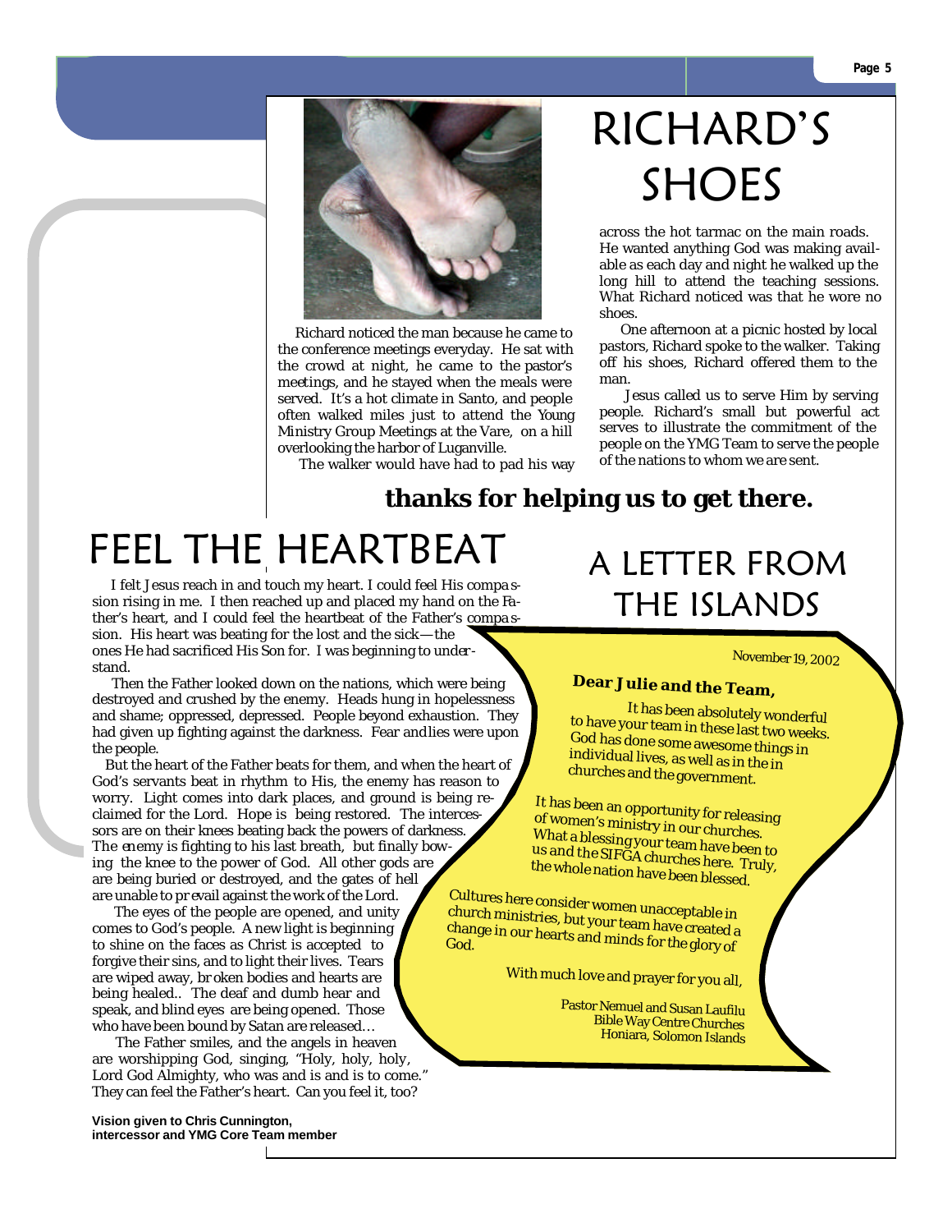# RICHARD'S SHOES

Richard noticed the man because he came to the conference meetings everyday. He sat with the crowd at night, he came to the pastor's meetings, and he stayed when the meals were served. It's a hot climate in Santo, and people often walked miles just to attend the Young Ministry Group Meetings at the Vare, on a hill overlooking the harbor of Luganville.

The walker would have had to pad his way across the hot tarmac on the main roads. He wanted anything God was making available as each day and night he walked up the long hill to attend the teaching sessions. What Richard noticed was that he wore no shoes.

One afternoon at a picnic hosted by local pastors, Richard spoke to the walker. Taking off his shoes, Richard offered them to the man.

Jesus called us to serve Him by serving people. Richard's small but powerful act serves to illustrate the commitment of the people on the YMG Team to serve the people of the nations to whom we are sent.

**thanks for helping us to get there.**

# FEEL THE HEARTBEAT

I felt Jesus reach in and touch my heart. I could feel His compassion rising in me. I then reached up and placed my hand on the Father's heart, and I could feel the heartbeat of the Father's compassion. His heart was beating for the lost and the sick—the ones He had sacrificed His Son for. I was beginning to understand.

Then the Father looked down on the nations, which were being destroyed and crushed by the enemy. Heads hung in hopelessness and shame; oppressed, depressed. People beyond exhaustion. They had given up fighting against the darkness. Fear and lies were upon the people.

But the heart of the Father beats for them, and when the heart of God's servants beat in rhythm to His, the enemy has reason to worry. Light comes into dark places, and ground is being reclaimed for the Lord. Hope is being restored. The intercessors are on their knees beating back the powers of darkness. The enemy is fighting to his last breath, but finally bowing the knee to the power of God. All other gods are are being buried or destroyed, and the gates of hell are unable to prevail against the work of the Lord.

The eyes of the people are opened, and unity comes to God's people. A new light is beginning to shine on the faces as Christ is accepted to forgive their sins, and to light their lives. Tears are wiped away, broken bodies and hearts are being healed.. The deaf and dumb hear and speak, and blind eyes are being opened. Those who have been bound by Satan are released…

The Father smiles, and the angels in heaven are worshipping God, singing, "Holy, holy, holy, Lord God Almighty, who was and is and is to come." They can feel the Father's heart. Can you feel it, too?

**Vision given to Chris Cunnington, intercessor and YMG Core Team member**

# A LETTER FROM THE ISLANDS

November 19, 2002

**Dear Julie and the Team,**

It has been absolutely wonderful to have your team in these last two weeks. God has done some awesome things in individual lives, as well as in the in churches and the government.

It has been an opportunity for releasing of women's ministry in our churches. What a blessing your team have been to us and the SIFGA churches here. Truly, the whole nation have been blessed.

Cultures here consider women unacceptable in church ministries, but your team have created a change in our hearts and minds for the glory of God.

With much love and prayer for you all,

Pastor Nemuel and Susan Laufilu
Bible Way Centre Churches
Honiara, Solomon Islands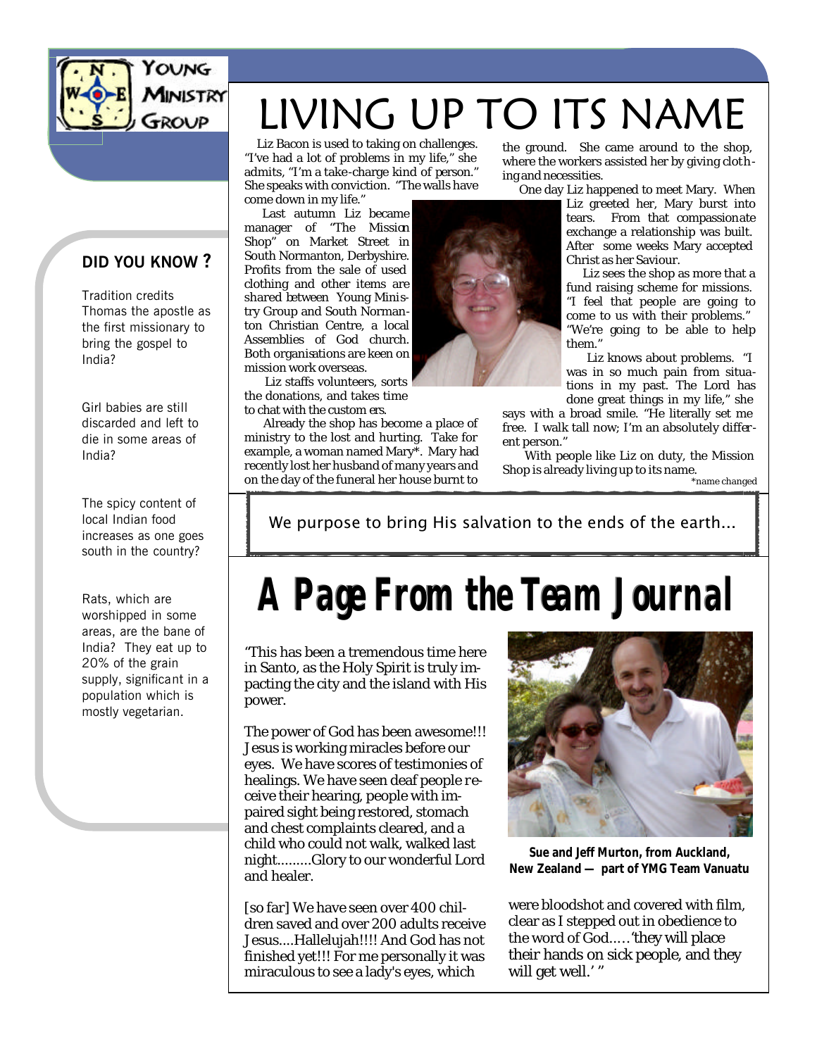YOUNG MINISTRY GROUP

# LIVING UP TO ITS NAME

Liz Bacon is used to taking on challenges. "I've had a lot of problems in my life," she admits, "I'm a take-charge kind of person." She speaks with conviction. "The walls have come down in my life."

Last autumn Liz became manager of "The Mission Shop" on Market Street in South Normanton, Derbyshire. Profits from the sale of used clothing and other items are shared between Young Ministry Group and South Normanton Christian Centre, a local Assemblies of God church. Both organisations are keen on mission work overseas.

Liz staffs volunteers, sorts the donations, and takes time to chat with the customers.

Already the shop has become a place of ministry to the lost and hurting. Take for example, a woman named Mary*. Mary had recently lost her husband of many years and on the day of the funeral her house burnt to the ground. She came around to the shop, where the workers assisted her by giving clothing and necessities.

One day Liz happened to meet Mary. When Liz greeted her, Mary burst into tears. From that compassionate exchange a relationship was built. After some weeks Mary accepted Christ as her Saviour.

Liz sees the shop as more that a fund raising scheme for missions. "I feel that people are going to come to us with their problems." "We're going to be able to help them."

Liz knows about problems. "I was in so much pain from situations in my past. The Lord has done great things in my life," she says with a broad smile. "He literally set me free. I walk tall now; I'm an absolutely different person."

With people like Liz on duty, the Mission Shop is already living up to its name.

*name changed

## DID YOU KNOW ?

Tradition credits Thomas the apostle as the first missionary to bring the gospel to India?

Girl babies are still discarded and left to die in some areas of India?

The spicy content of local Indian food increases as one goes south in the country?

Rats, which are worshipped in some areas, are the bane of India? They eat up to 20% of the grain supply, significant in a population which is mostly vegetarian.

We purpose to bring His salvation to the ends of the earth...

# A Page From the Team Journal

"This has been a tremendous time here in Santo, as the Holy Spirit is truly impacting the city and the island with His power.

The power of God has been awesome!!! Jesus is working miracles before our eyes. We have scores of testimonies of healings. We have seen deaf people receive their hearing, people with impaired sight being restored, stomach and chest complaints cleared, and a child who could not walk, walked last night.........Glory to our wonderful Lord and healer.

[so far] We have seen over 400 children saved and over 200 adults receive Jesus....Hallelujah!!!! And God has not finished yet!!! For me personally it was miraculous to see a lady's eyes, which were bloodshot and covered with film, clear as I stepped out in obedience to the word of God.....'they will place their hands on sick people, and they will get well.' "

**Sue and Jeff Murton, from Auckland, New Zealand — part of YMG Team Vanuatu**